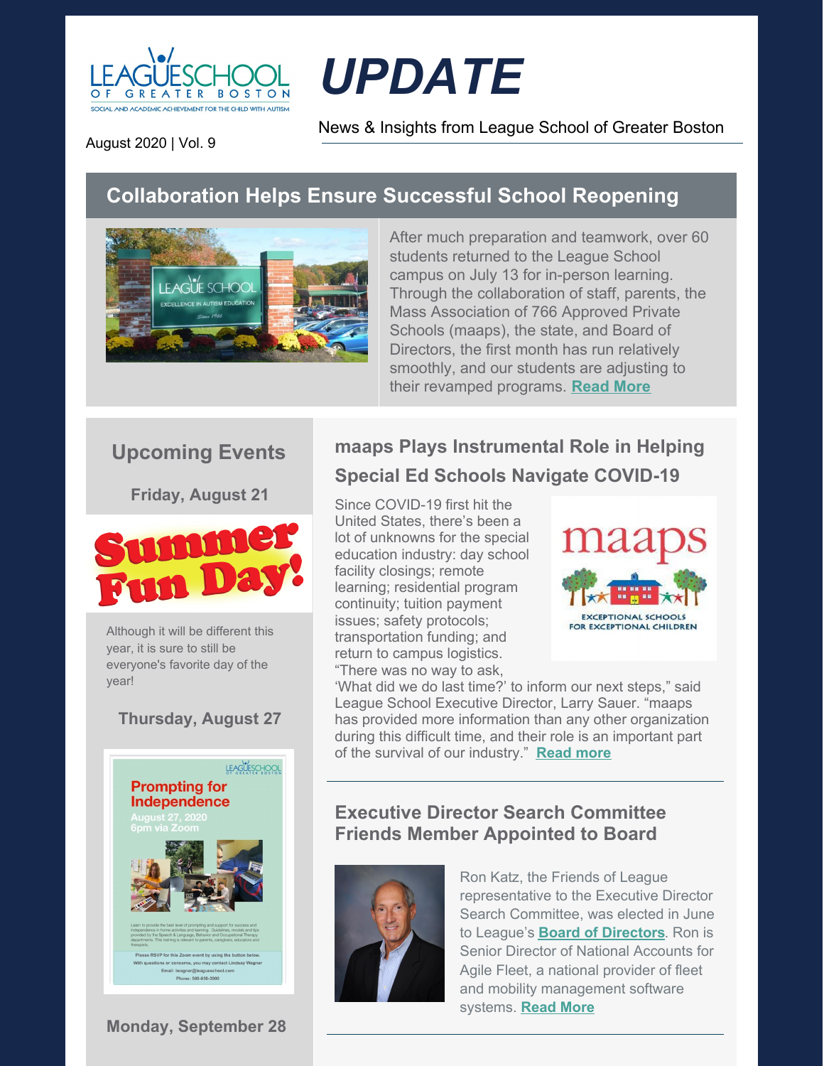LEAGUE SCHOOL OF GREATER BOSTON
SOCIAL AND ACADEMIC ACHIEVEMENT FOR THE CHILD WITH AUTISM

# *UPDATE*

News & Insights from League School of Greater Boston

August 2020 | Vol. 9

## Collaboration Helps Ensure Successful School Reopening

After much preparation and teamwork, over 60 students returned to the League School campus on July 13 for in-person learning. Through the collaboration of staff, parents, the Mass Association of 766 Approved Private Schools (maaps), the state, and Board of Directors, the first month has run relatively smoothly, and our students are adjusting to their revamped programs. **Read More**

## Upcoming Events

### Friday, August 21

**Summer Fun Day!**

Although it will be different this year, it is sure to still be everyone's favorite day of the year!

### Thursday, August 27

**Prompting for Independence**
August 27, 2020
6pm via Zoom

Learn to provide the best level of prompting and support for success and independence in home activities and learning. Guidelines, models and tips provided by the Speech & Language, Behavior and Occupational Therapy departments. This training is relevant to parents, caregivers, educators and therapists.

Please RSVP for this Zoom event by using the button below.
With questions or concerns, you may contact Lindsay Wagner
Email: lwagner@leagueschool.com
Phone: 508-850-3900

### Monday, September 28

## maaps Plays Instrumental Role in Helping Special Ed Schools Navigate COVID-19

Since COVID-19 first hit the United States, there's been a lot of unknowns for the special education industry: day school facility closings; remote learning; residential program continuity; tuition payment issues; safety protocols; transportation funding; and return to campus logistics. "There was no way to ask, 'What did we do last time?' to inform our next steps," said League School Executive Director, Larry Sauer. "maaps has provided more information than any other organization during this difficult time, and their role is an important part of the survival of our industry." **Read more**

## Executive Director Search Committee Friends Member Appointed to Board

Ron Katz, the Friends of League representative to the Executive Director Search Committee, was elected in June to League's **Board of Directors**. Ron is Senior Director of National Accounts for Agile Fleet, a national provider of fleet and mobility management software systems. **Read More**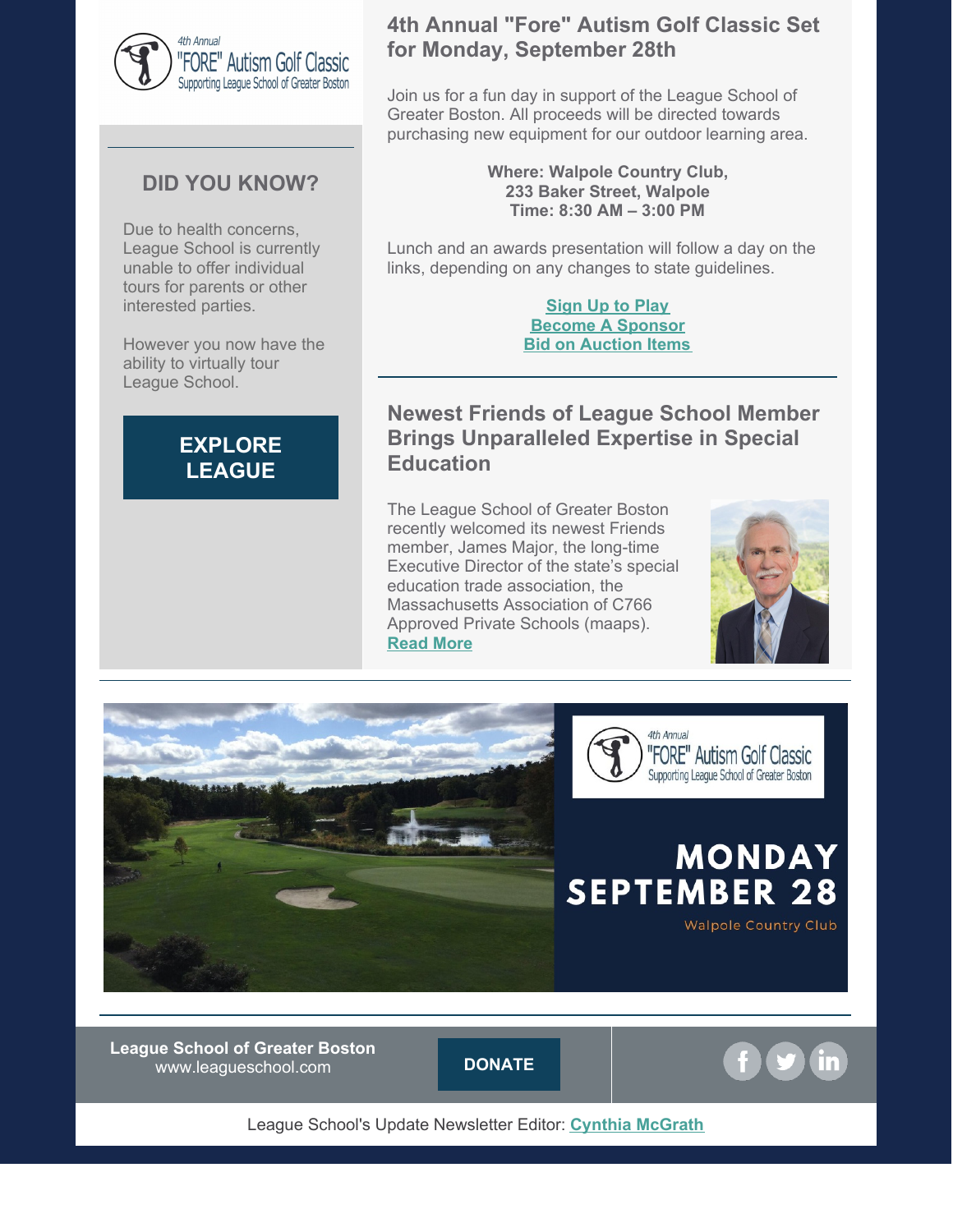4th Annual "FORE" Autism Golf Classic
Supporting League School of Greater Boston

## DID YOU KNOW?

Due to health concerns, League School is currently unable to offer individual tours for parents or other interested parties.

However you now have the ability to virtually tour League School.

**EXPLORE LEAGUE**

## 4th Annual "Fore" Autism Golf Classic Set for Monday, September 28th

Join us for a fun day in support of the League School of Greater Boston. All proceeds will be directed towards purchasing new equipment for our outdoor learning area.

**Where: Walpole Country Club,**
**233 Baker Street, Walpole**
**Time: 8:30 AM – 3:00 PM**

Lunch and an awards presentation will follow a day on the links, depending on any changes to state guidelines.

**Sign Up to Play**
**Become A Sponsor**
**Bid on Auction Items**

## Newest Friends of League School Member Brings Unparalleled Expertise in Special Education

The League School of Greater Boston recently welcomed its newest Friends member, James Major, the long-time Executive Director of the state's special education trade association, the Massachusetts Association of C766 Approved Private Schools (maaps). **Read More**

4th Annual "FORE" Autism Golf Classic
Supporting League School of Greater Boston

MONDAY SEPTEMBER 28
Walpole Country Club

**League School of Greater Boston**
www.leagueschool.com

**DONATE**

League School's Update Newsletter Editor: **Cynthia McGrath**